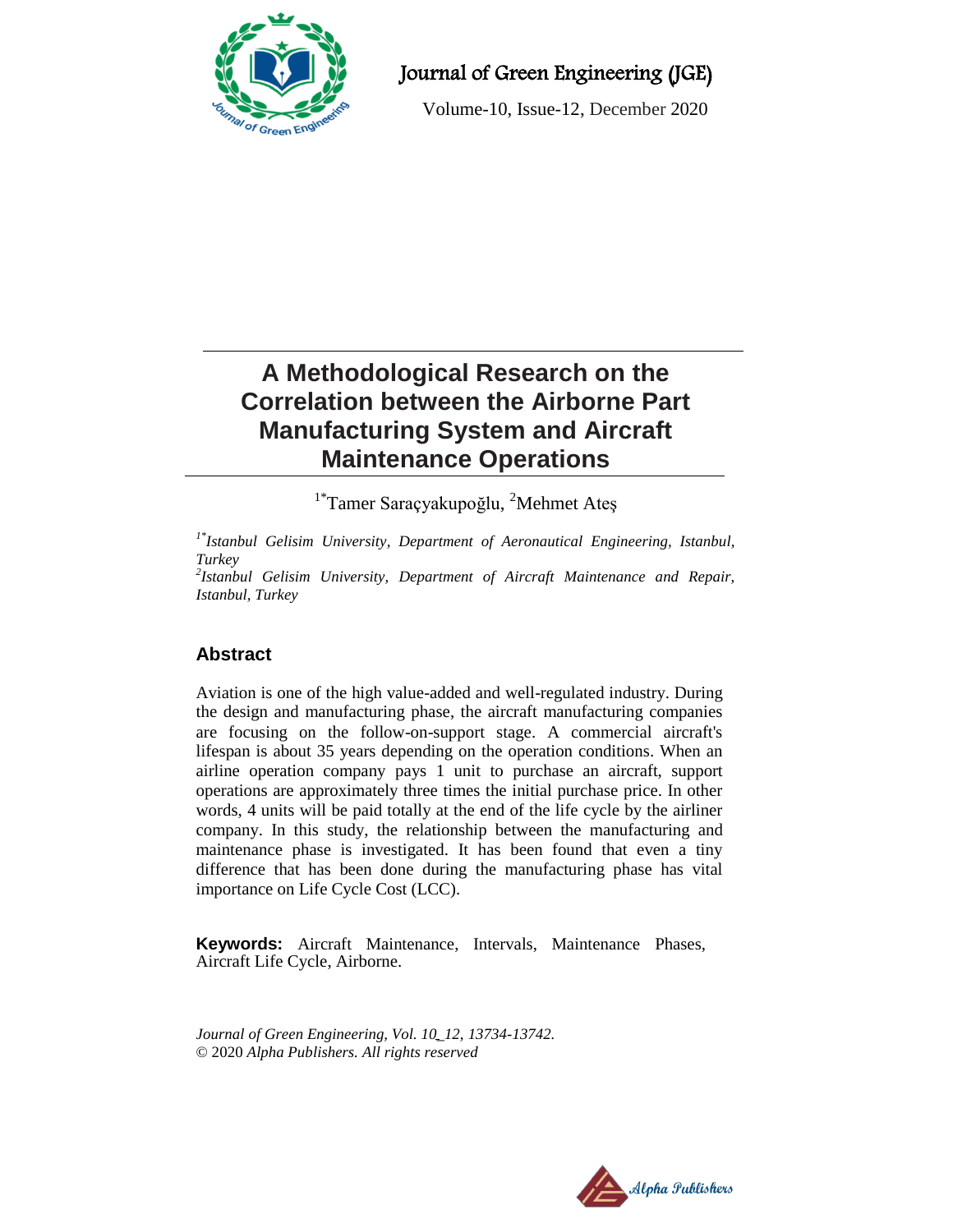# A Methodological Research on the Correlation between the Airborne Part Manufacturing System and Aircraft Maintenance Operations

[1*]Tamer Saraçyakupoğlu, [2]Mehmet Ateş

*[1*]Istanbul Gelisim University, Department of Aeronautical Engineering, Istanbul, Turkey*

*[2]Istanbul Gelisim University, Department of Aircraft Maintenance and Repair, Istanbul, Turkey*

## Abstract

Aviation is one of the high value-added and well-regulated industry. During the design and manufacturing phase, the aircraft manufacturing companies are focusing on the follow-on-support stage. A commercial aircraft's lifespan is about 35 years depending on the operation conditions. When an airline operation company pays 1 unit to purchase an aircraft, support operations are approximately three times the initial purchase price. In other words, 4 units will be paid totally at the end of the life cycle by the airliner company. In this study, the relationship between the manufacturing and maintenance phase is investigated. It has been found that even a tiny difference that has been done during the manufacturing phase has vital importance on Life Cycle Cost (LCC).

**Keywords:** Aircraft Maintenance, Intervals, Maintenance Phases, Aircraft Life Cycle, Airborne.

*Journal of Green Engineering, Vol. 10_12, 13734-13742.*
© 2020 *Alpha Publishers. All rights reserved*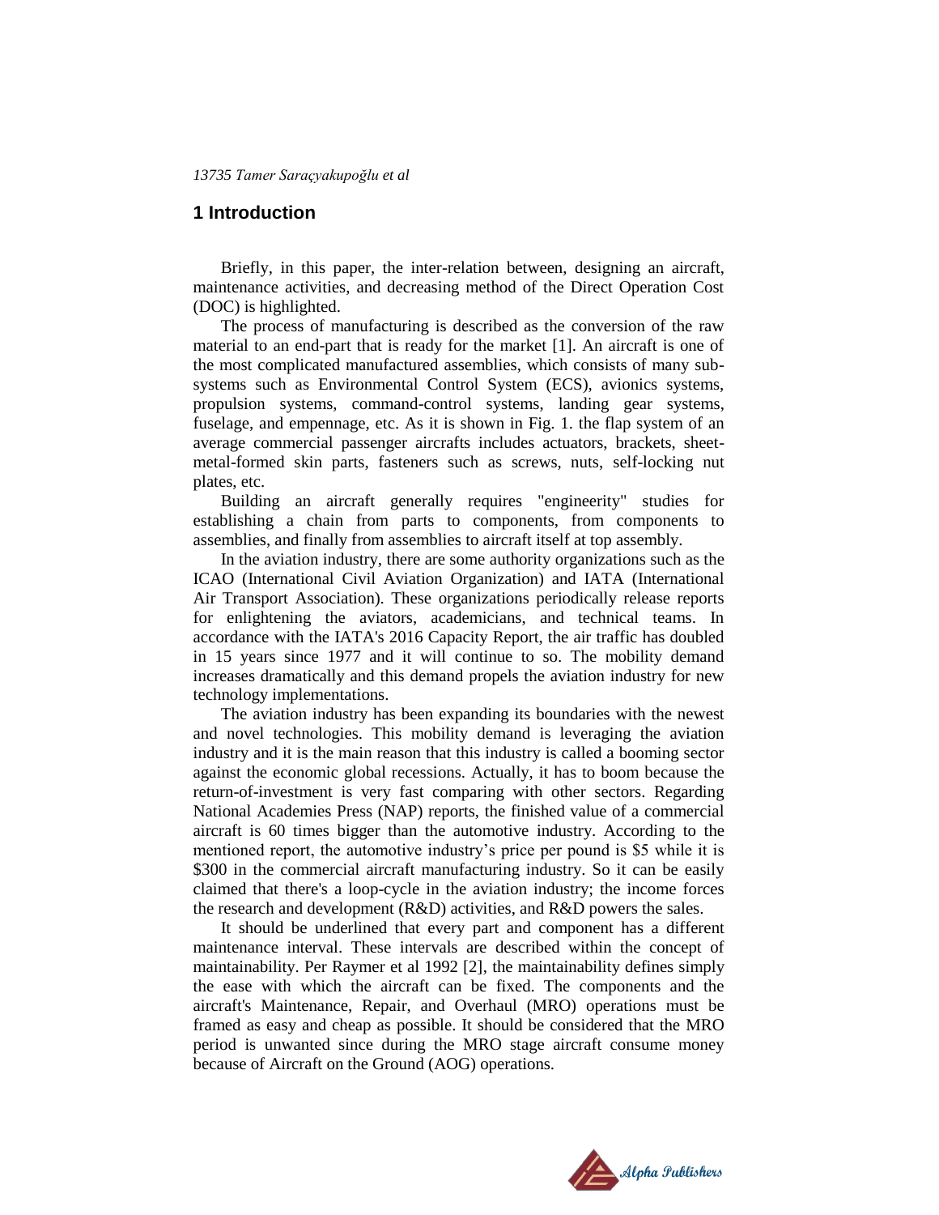## 1 Introduction

Briefly, in this paper, the inter-relation between, designing an aircraft, maintenance activities, and decreasing method of the Direct Operation Cost (DOC) is highlighted.

The process of manufacturing is described as the conversion of the raw material to an end-part that is ready for the market [1]. An aircraft is one of the most complicated manufactured assemblies, which consists of many sub-systems such as Environmental Control System (ECS), avionics systems, propulsion systems, command-control systems, landing gear systems, fuselage, and empennage, etc. As it is shown in Fig. 1. the flap system of an average commercial passenger aircrafts includes actuators, brackets, sheet-metal-formed skin parts, fasteners such as screws, nuts, self-locking nut plates, etc.

Building an aircraft generally requires "engineerity" studies for establishing a chain from parts to components, from components to assemblies, and finally from assemblies to aircraft itself at top assembly.

In the aviation industry, there are some authority organizations such as the ICAO (International Civil Aviation Organization) and IATA (International Air Transport Association). These organizations periodically release reports for enlightening the aviators, academicians, and technical teams. In accordance with the IATA's 2016 Capacity Report, the air traffic has doubled in 15 years since 1977 and it will continue to so. The mobility demand increases dramatically and this demand propels the aviation industry for new technology implementations.

The aviation industry has been expanding its boundaries with the newest and novel technologies. This mobility demand is leveraging the aviation industry and it is the main reason that this industry is called a booming sector against the economic global recessions. Actually, it has to boom because the return-of-investment is very fast comparing with other sectors. Regarding National Academies Press (NAP) reports, the finished value of a commercial aircraft is 60 times bigger than the automotive industry. According to the mentioned report, the automotive industry's price per pound is $5 while it is $300 in the commercial aircraft manufacturing industry. So it can be easily claimed that there's a loop-cycle in the aviation industry; the income forces the research and development (R&D) activities, and R&D powers the sales.

It should be underlined that every part and component has a different maintenance interval. These intervals are described within the concept of maintainability. Per Raymer et al 1992 [2], the maintainability defines simply the ease with which the aircraft can be fixed. The components and the aircraft's Maintenance, Repair, and Overhaul (MRO) operations must be framed as easy and cheap as possible. It should be considered that the MRO period is unwanted since during the MRO stage aircraft consume money because of Aircraft on the Ground (AOG) operations.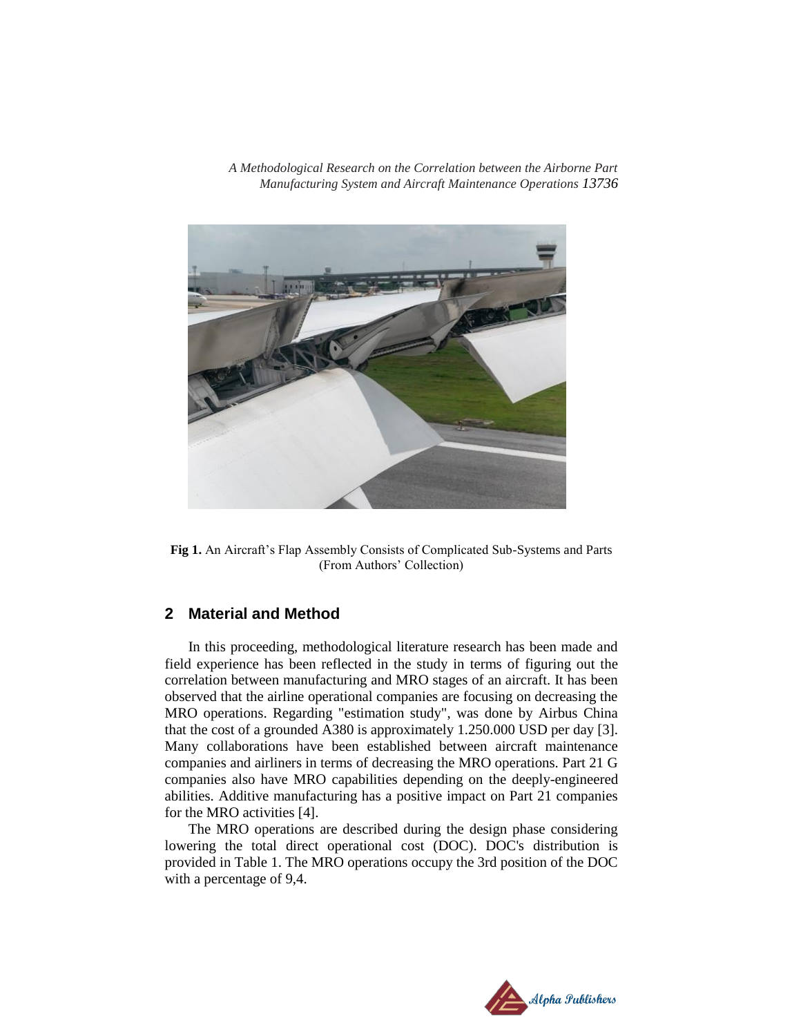Fig 1. An Aircraft's Flap Assembly Consists of Complicated Sub-Systems and Parts (From Authors' Collection)

## 2 Material and Method

In this proceeding, methodological literature research has been made and field experience has been reflected in the study in terms of figuring out the correlation between manufacturing and MRO stages of an aircraft. It has been observed that the airline operational companies are focusing on decreasing the MRO operations. Regarding "estimation study", was done by Airbus China that the cost of a grounded A380 is approximately 1.250.000 USD per day [3]. Many collaborations have been established between aircraft maintenance companies and airliners in terms of decreasing the MRO operations. Part 21 G companies also have MRO capabilities depending on the deeply-engineered abilities. Additive manufacturing has a positive impact on Part 21 companies for the MRO activities [4].

The MRO operations are described during the design phase considering lowering the total direct operational cost (DOC). DOC's distribution is provided in Table 1. The MRO operations occupy the 3rd position of the DOC with a percentage of 9,4.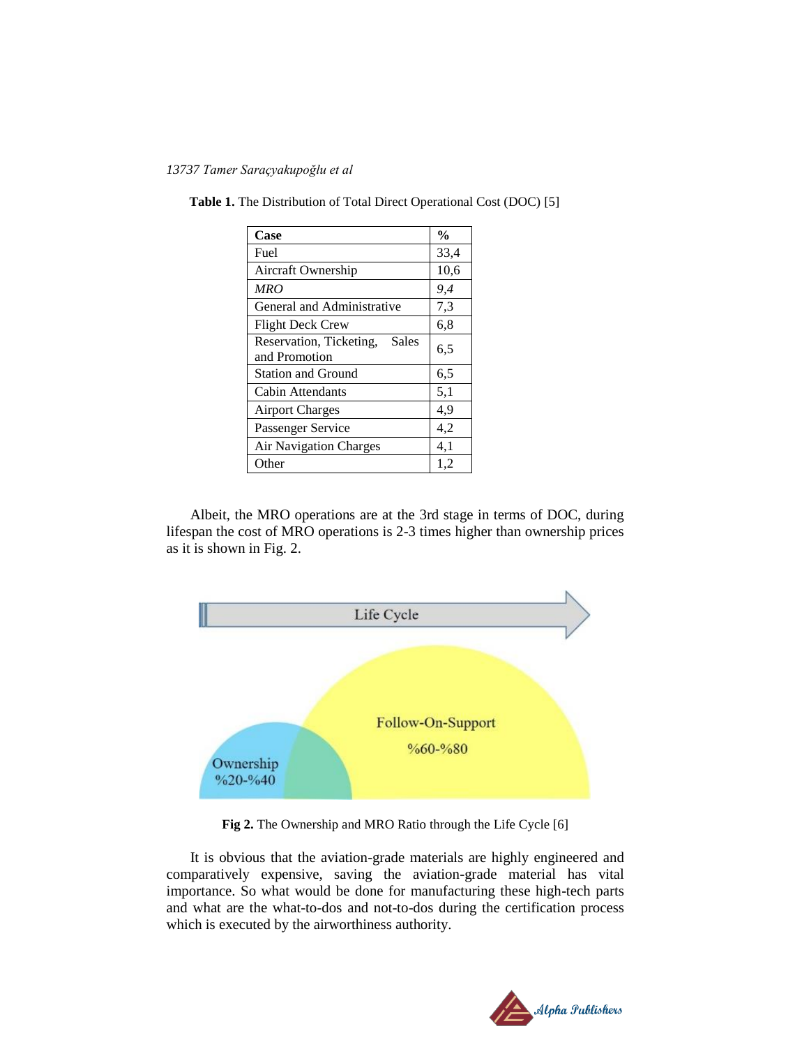**Table 1.** The Distribution of Total Direct Operational Cost (DOC) [5]

| Case | % |
|---|---|
| Fuel | 33,4 |
| Aircraft Ownership | 10,6 |
| *MRO* | *9,4* |
| General and Administrative | 7,3 |
| Flight Deck Crew | 6,8 |
| Reservation, Ticketing, Sales and Promotion | 6,5 |
| Station and Ground | 6,5 |
| Cabin Attendants | 5,1 |
| Airport Charges | 4,9 |
| Passenger Service | 4,2 |
| Air Navigation Charges | 4,1 |
| Other | 1,2 |

Albeit, the MRO operations are at the 3rd stage in terms of DOC, during lifespan the cost of MRO operations is 2-3 times higher than ownership prices as it is shown in Fig. 2.

Life Cycle

Ownership %20-%40

Follow-On-Support %60-%80

**Fig 2.** The Ownership and MRO Ratio through the Life Cycle [6]

It is obvious that the aviation-grade materials are highly engineered and comparatively expensive, saving the aviation-grade material has vital importance. So what would be done for manufacturing these high-tech parts and what are the what-to-dos and not-to-dos during the certification process which is executed by the airworthiness authority.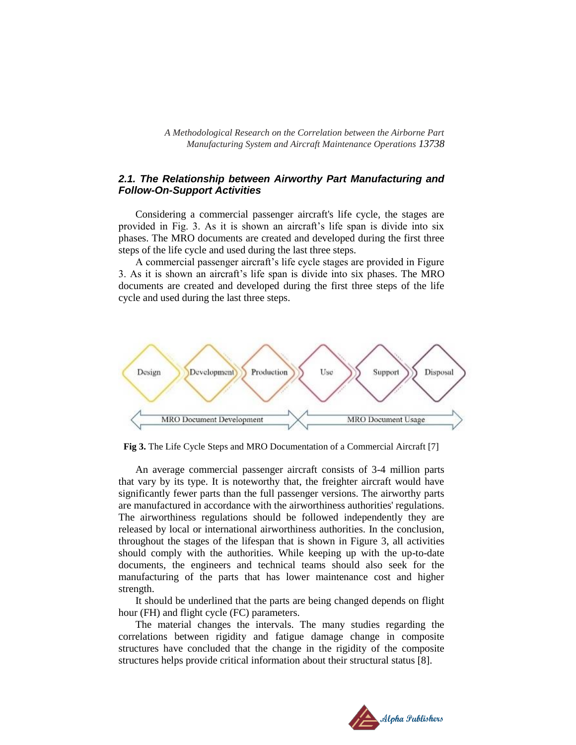### 2.1. The Relationship between Airworthy Part Manufacturing and Follow-On-Support Activities

Considering a commercial passenger aircraft's life cycle, the stages are provided in Fig. 3. As it is shown an aircraft's life span is divide into six phases. The MRO documents are created and developed during the first three steps of the life cycle and used during the last three steps.

A commercial passenger aircraft's life cycle stages are provided in Figure 3. As it is shown an aircraft's life span is divide into six phases. The MRO documents are created and developed during the first three steps of the life cycle and used during the last three steps.

**Fig 3.** The Life Cycle Steps and MRO Documentation of a Commercial Aircraft [7]

An average commercial passenger aircraft consists of 3-4 million parts that vary by its type. It is noteworthy that, the freighter aircraft would have significantly fewer parts than the full passenger versions. The airworthy parts are manufactured in accordance with the airworthiness authorities' regulations. The airworthiness regulations should be followed independently they are released by local or international airworthiness authorities. In the conclusion, throughout the stages of the lifespan that is shown in Figure 3, all activities should comply with the authorities. While keeping up with the up-to-date documents, the engineers and technical teams should also seek for the manufacturing of the parts that has lower maintenance cost and higher strength.

It should be underlined that the parts are being changed depends on flight hour (FH) and flight cycle (FC) parameters.

The material changes the intervals. The many studies regarding the correlations between rigidity and fatigue damage change in composite structures have concluded that the change in the rigidity of the composite structures helps provide critical information about their structural status [8].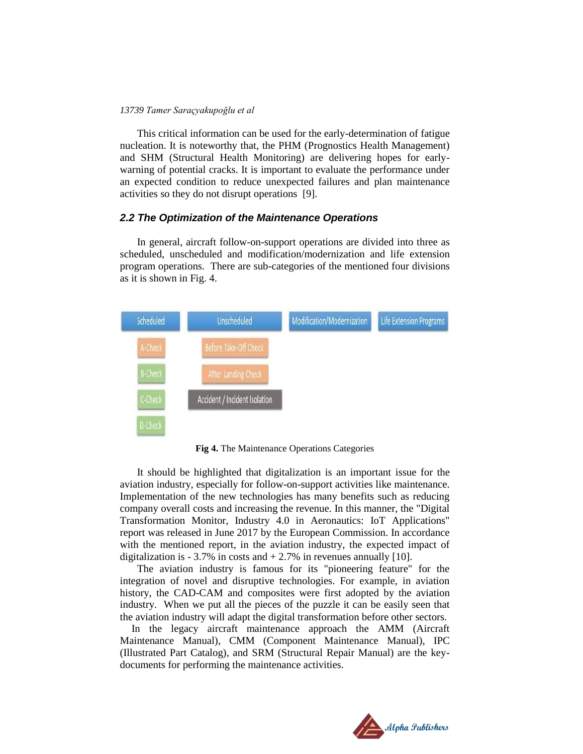This critical information can be used for the early-determination of fatigue nucleation. It is noteworthy that, the PHM (Prognostics Health Management) and SHM (Structural Health Monitoring) are delivering hopes for early-warning of potential cracks. It is important to evaluate the performance under an expected condition to reduce unexpected failures and plan maintenance activities so they do not disrupt operations [9].

### *2.2 The Optimization of the Maintenance Operations*

In general, aircraft follow-on-support operations are divided into three as scheduled, unscheduled and modification/modernization and life extension program operations. There are sub-categories of the mentioned four divisions as it is shown in Fig. 4.

| Scheduled | Unscheduled | Modification/Modernization | Life Extension Programs |
|---|---|---|---|
| A-Check | Before Take-Off Check | | |
| B-Check | After Landing Check | | |
| C-Check | Accident / Incident Isolation | | |
| D-Check | | | |

**Fig 4.** The Maintenance Operations Categories

It should be highlighted that digitalization is an important issue for the aviation industry, especially for follow-on-support activities like maintenance. Implementation of the new technologies has many benefits such as reducing company overall costs and increasing the revenue. In this manner, the "Digital Transformation Monitor, Industry 4.0 in Aeronautics: IoT Applications" report was released in June 2017 by the European Commission. In accordance with the mentioned report, in the aviation industry, the expected impact of digitalization is - 3.7% in costs and + 2.7% in revenues annually [10].

The aviation industry is famous for its "pioneering feature" for the integration of novel and disruptive technologies. For example, in aviation history, the CAD-CAM and composites were first adopted by the aviation industry. When we put all the pieces of the puzzle it can be easily seen that the aviation industry will adapt the digital transformation before other sectors.

In the legacy aircraft maintenance approach the AMM (Aircraft Maintenance Manual), CMM (Component Maintenance Manual), IPC (Illustrated Part Catalog), and SRM (Structural Repair Manual) are the key-documents for performing the maintenance activities.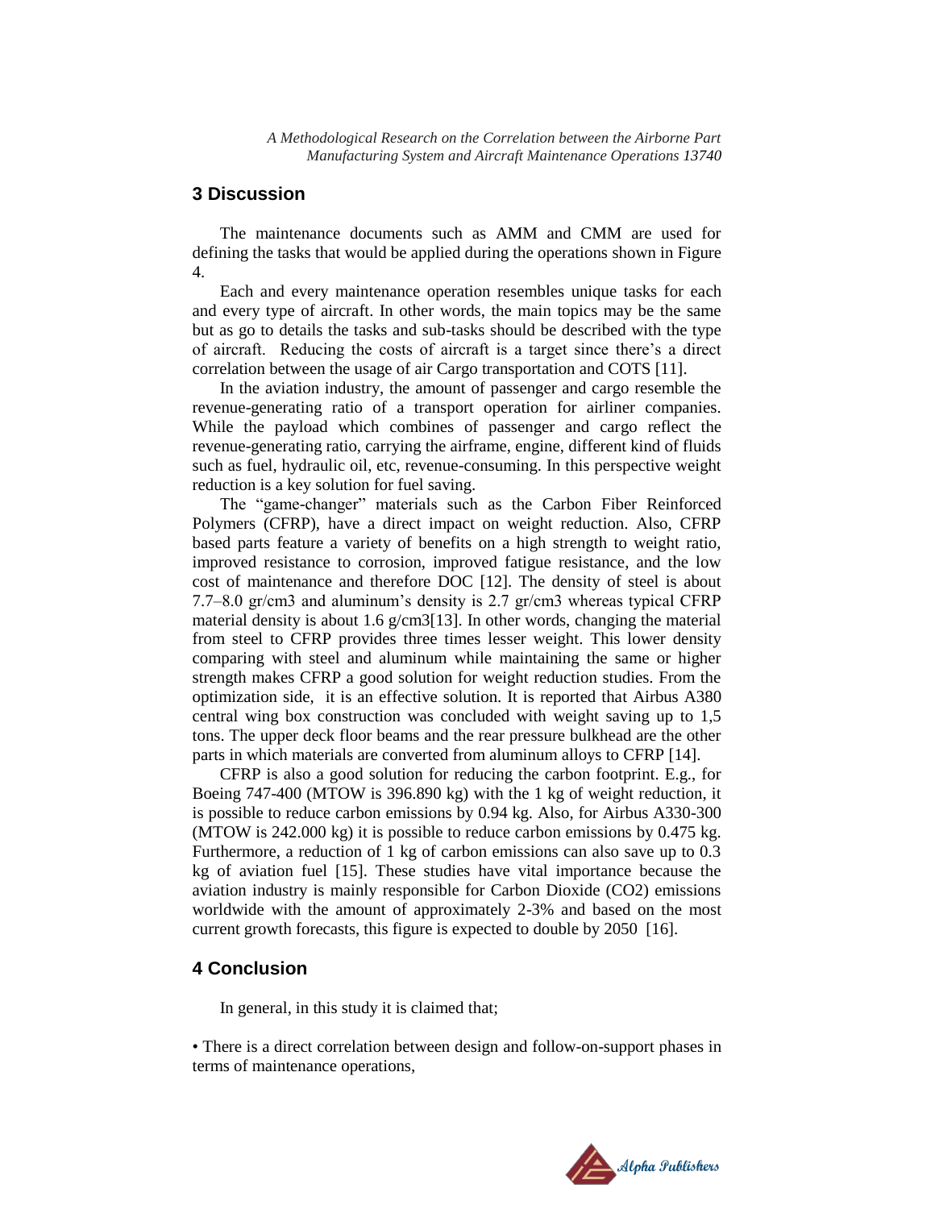## 3 Discussion

The maintenance documents such as AMM and CMM are used for defining the tasks that would be applied during the operations shown in Figure 4.

Each and every maintenance operation resembles unique tasks for each and every type of aircraft. In other words, the main topics may be the same but as go to details the tasks and sub-tasks should be described with the type of aircraft. Reducing the costs of aircraft is a target since there's a direct correlation between the usage of air Cargo transportation and COTS [11].

In the aviation industry, the amount of passenger and cargo resemble the revenue-generating ratio of a transport operation for airliner companies. While the payload which combines of passenger and cargo reflect the revenue-generating ratio, carrying the airframe, engine, different kind of fluids such as fuel, hydraulic oil, etc, revenue-consuming. In this perspective weight reduction is a key solution for fuel saving.

The "game-changer" materials such as the Carbon Fiber Reinforced Polymers (CFRP), have a direct impact on weight reduction. Also, CFRP based parts feature a variety of benefits on a high strength to weight ratio, improved resistance to corrosion, improved fatigue resistance, and the low cost of maintenance and therefore DOC [12]. The density of steel is about 7.7–8.0 gr/cm3 and aluminum's density is 2.7 gr/cm3 whereas typical CFRP material density is about 1.6 g/cm3[13]. In other words, changing the material from steel to CFRP provides three times lesser weight. This lower density comparing with steel and aluminum while maintaining the same or higher strength makes CFRP a good solution for weight reduction studies. From the optimization side, it is an effective solution. It is reported that Airbus A380 central wing box construction was concluded with weight saving up to 1,5 tons. The upper deck floor beams and the rear pressure bulkhead are the other parts in which materials are converted from aluminum alloys to CFRP [14].

CFRP is also a good solution for reducing the carbon footprint. E.g., for Boeing 747-400 (MTOW is 396.890 kg) with the 1 kg of weight reduction, it is possible to reduce carbon emissions by 0.94 kg. Also, for Airbus A330-300 (MTOW is 242.000 kg) it is possible to reduce carbon emissions by 0.475 kg. Furthermore, a reduction of 1 kg of carbon emissions can also save up to 0.3 kg of aviation fuel [15]. These studies have vital importance because the aviation industry is mainly responsible for Carbon Dioxide ($CO_2$) emissions worldwide with the amount of approximately 2-3% and based on the most current growth forecasts, this figure is expected to double by 2050 [16].

## 4 Conclusion

In general, in this study it is claimed that;

• There is a direct correlation between design and follow-on-support phases in terms of maintenance operations,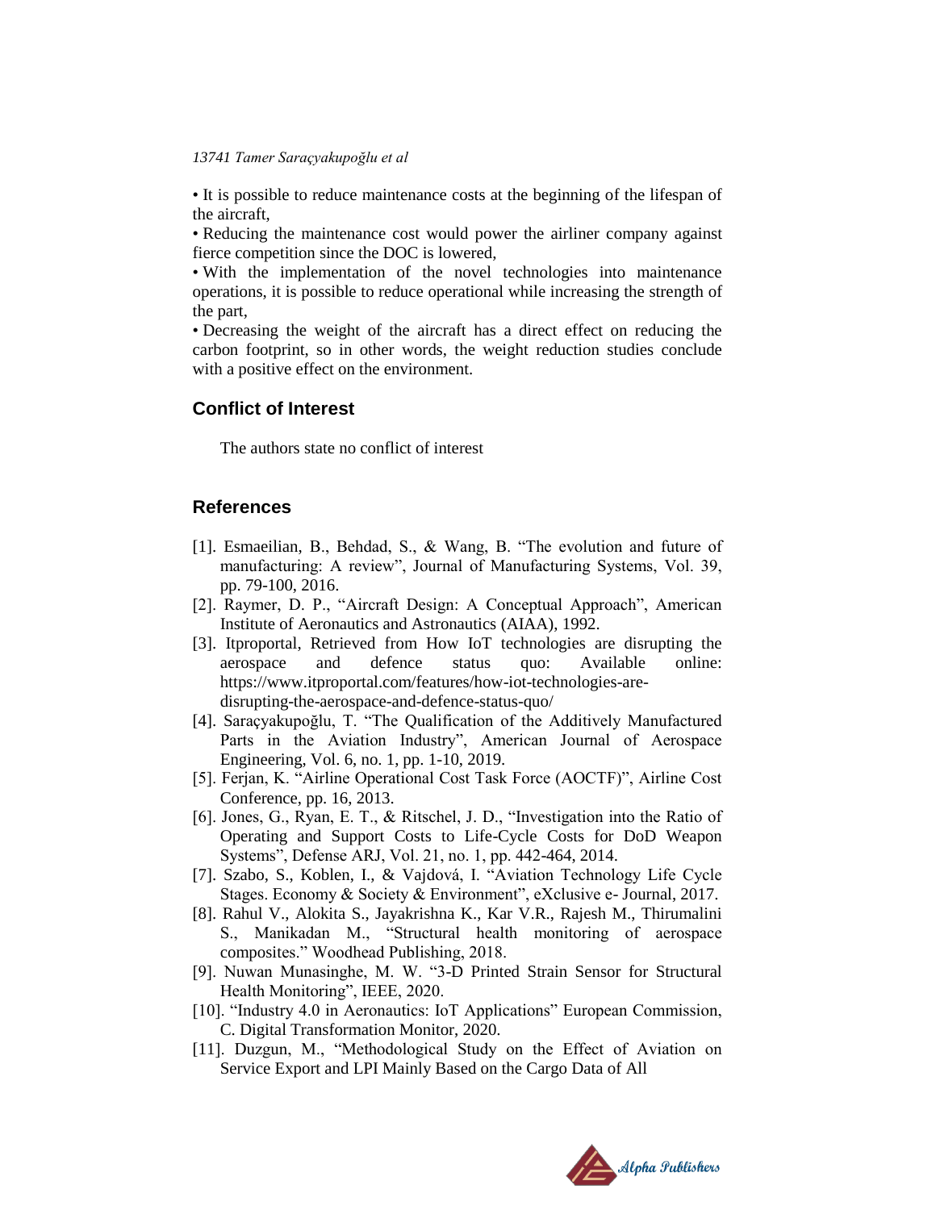• It is possible to reduce maintenance costs at the beginning of the lifespan of the aircraft,

• Reducing the maintenance cost would power the airliner company against fierce competition since the DOC is lowered,

• With the implementation of the novel technologies into maintenance operations, it is possible to reduce operational while increasing the strength of the part,

• Decreasing the weight of the aircraft has a direct effect on reducing the carbon footprint, so in other words, the weight reduction studies conclude with a positive effect on the environment.

## Conflict of Interest

The authors state no conflict of interest

## References

[1]. Esmaeilian, B., Behdad, S., & Wang, B. "The evolution and future of manufacturing: A review", Journal of Manufacturing Systems, Vol. 39, pp. 79-100, 2016.

[2]. Raymer, D. P., "Aircraft Design: A Conceptual Approach", American Institute of Aeronautics and Astronautics (AIAA), 1992.

[3]. Itproportal, Retrieved from How IoT technologies are disrupting the aerospace and defence status quo: Available online: https://www.itproportal.com/features/how-iot-technologies-are-disrupting-the-aerospace-and-defence-status-quo/

[4]. Saraçyakupoğlu, T. "The Qualification of the Additively Manufactured Parts in the Aviation Industry", American Journal of Aerospace Engineering, Vol. 6, no. 1, pp. 1-10, 2019.

[5]. Ferjan, K. "Airline Operational Cost Task Force (AOCTF)", Airline Cost Conference, pp. 16, 2013.

[6]. Jones, G., Ryan, E. T., & Ritschel, J. D., "Investigation into the Ratio of Operating and Support Costs to Life-Cycle Costs for DoD Weapon Systems", Defense ARJ, Vol. 21, no. 1, pp. 442-464, 2014.

[7]. Szabo, S., Koblen, I., & Vajdová, I. "Aviation Technology Life Cycle Stages. Economy & Society & Environment", eXclusive e- Journal, 2017.

[8]. Rahul V., Alokita S., Jayakrishna K., Kar V.R., Rajesh M., Thirumalini S., Manikadan M., "Structural health monitoring of aerospace composites." Woodhead Publishing, 2018.

[9]. Nuwan Munasinghe, M. W. "3-D Printed Strain Sensor for Structural Health Monitoring", IEEE, 2020.

[10]. "Industry 4.0 in Aeronautics: IoT Applications" European Commission, C. Digital Transformation Monitor, 2020.

[11]. Duzgun, M., "Methodological Study on the Effect of Aviation on Service Export and LPI Mainly Based on the Cargo Data of All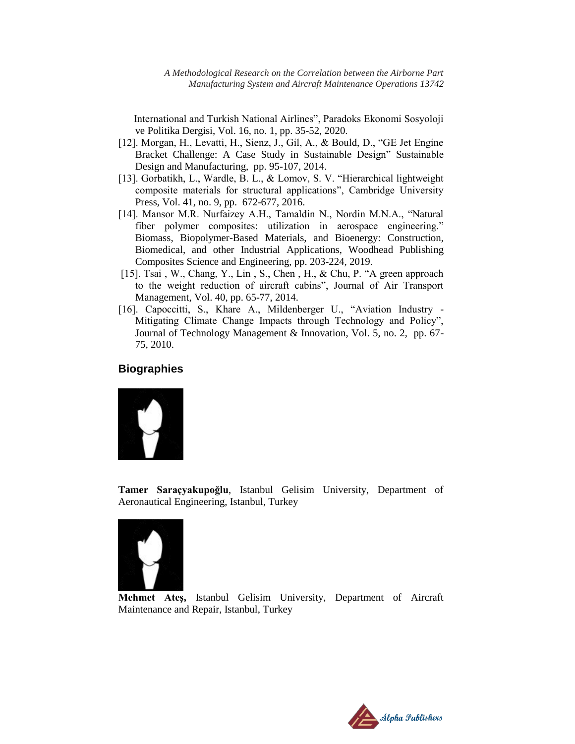International and Turkish National Airlines", Paradoks Ekonomi Sosyoloji ve Politika Dergisi, Vol. 16, no. 1, pp. 35-52, 2020.

[12]. Morgan, H., Levatti, H., Sienz, J., Gil, A., & Bould, D., "GE Jet Engine Bracket Challenge: A Case Study in Sustainable Design" Sustainable Design and Manufacturing, pp. 95-107, 2014.

[13]. Gorbatikh, L., Wardle, B. L., & Lomov, S. V. "Hierarchical lightweight composite materials for structural applications", Cambridge University Press, Vol. 41, no. 9, pp. 672-677, 2016.

[14]. Mansor M.R. Nurfaizey A.H., Tamaldin N., Nordin M.N.A., "Natural fiber polymer composites: utilization in aerospace engineering." Biomass, Biopolymer-Based Materials, and Bioenergy: Construction, Biomedical, and other Industrial Applications, Woodhead Publishing Composites Science and Engineering, pp. 203-224, 2019.

[15]. Tsai , W., Chang, Y., Lin , S., Chen , H., & Chu, P. "A green approach to the weight reduction of aircraft cabins", Journal of Air Transport Management, Vol. 40, pp. 65-77, 2014.

[16]. Capoccitti, S., Khare A., Mildenberger U., "Aviation Industry - Mitigating Climate Change Impacts through Technology and Policy", Journal of Technology Management & Innovation, Vol. 5, no. 2, pp. 67-75, 2010.

## Biographies

**Tamer Saraçyakupoğlu**, Istanbul Gelisim University, Department of Aeronautical Engineering, Istanbul, Turkey

**Mehmet Ateş,** Istanbul Gelisim University, Department of Aircraft Maintenance and Repair, Istanbul, Turkey